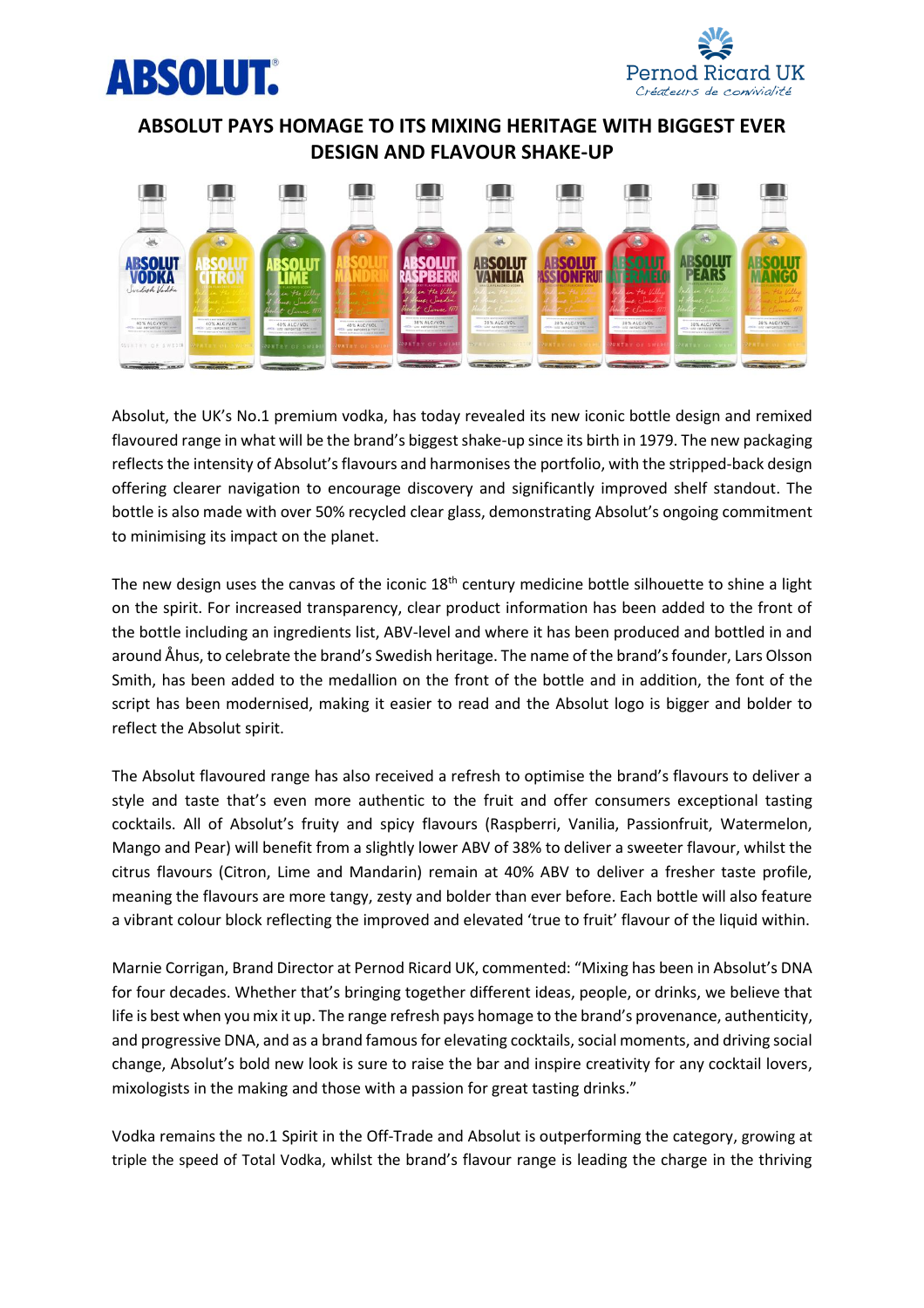# ABSOLUT PAYS HOMAGE TO ITS MIXING HERITAGE WITH BIGGEST EVER DESIGN AND FLAVOUR SHAKE-UP

Absolut, the UK's No.1 premium vodka, has today revealed its new iconic bottle design and remixed flavoured range in what will be the brand's biggest shake-up since its birth in 1979. The new packaging reflects the intensity of Absolut's flavours and harmonises the portfolio, with the stripped-back design offering clearer navigation to encourage discovery and significantly improved shelf standout. The bottle is also made with over 50% recycled clear glass, demonstrating Absolut's ongoing commitment to minimising its impact on the planet.

The new design uses the canvas of the iconic 18th century medicine bottle silhouette to shine a light on the spirit. For increased transparency, clear product information has been added to the front of the bottle including an ingredients list, ABV-level and where it has been produced and bottled in and around Åhus, to celebrate the brand's Swedish heritage. The name of the brand's founder, Lars Olsson Smith, has been added to the medallion on the front of the bottle and in addition, the font of the script has been modernised, making it easier to read and the Absolut logo is bigger and bolder to reflect the Absolut spirit.

The Absolut flavoured range has also received a refresh to optimise the brand's flavours to deliver a style and taste that's even more authentic to the fruit and offer consumers exceptional tasting cocktails. All of Absolut's fruity and spicy flavours (Raspberri, Vanilia, Passionfruit, Watermelon, Mango and Pear) will benefit from a slightly lower ABV of 38% to deliver a sweeter flavour, whilst the citrus flavours (Citron, Lime and Mandarin) remain at 40% ABV to deliver a fresher taste profile, meaning the flavours are more tangy, zesty and bolder than ever before. Each bottle will also feature a vibrant colour block reflecting the improved and elevated 'true to fruit' flavour of the liquid within.

Marnie Corrigan, Brand Director at Pernod Ricard UK, commented: "Mixing has been in Absolut's DNA for four decades. Whether that's bringing together different ideas, people, or drinks, we believe that life is best when you mix it up. The range refresh pays homage to the brand's provenance, authenticity, and progressive DNA, and as a brand famous for elevating cocktails, social moments, and driving social change, Absolut's bold new look is sure to raise the bar and inspire creativity for any cocktail lovers, mixologists in the making and those with a passion for great tasting drinks."

Vodka remains the no.1 Spirit in the Off-Trade and Absolut is outperforming the category, growing at triple the speed of Total Vodka, whilst the brand's flavour range is leading the charge in the thriving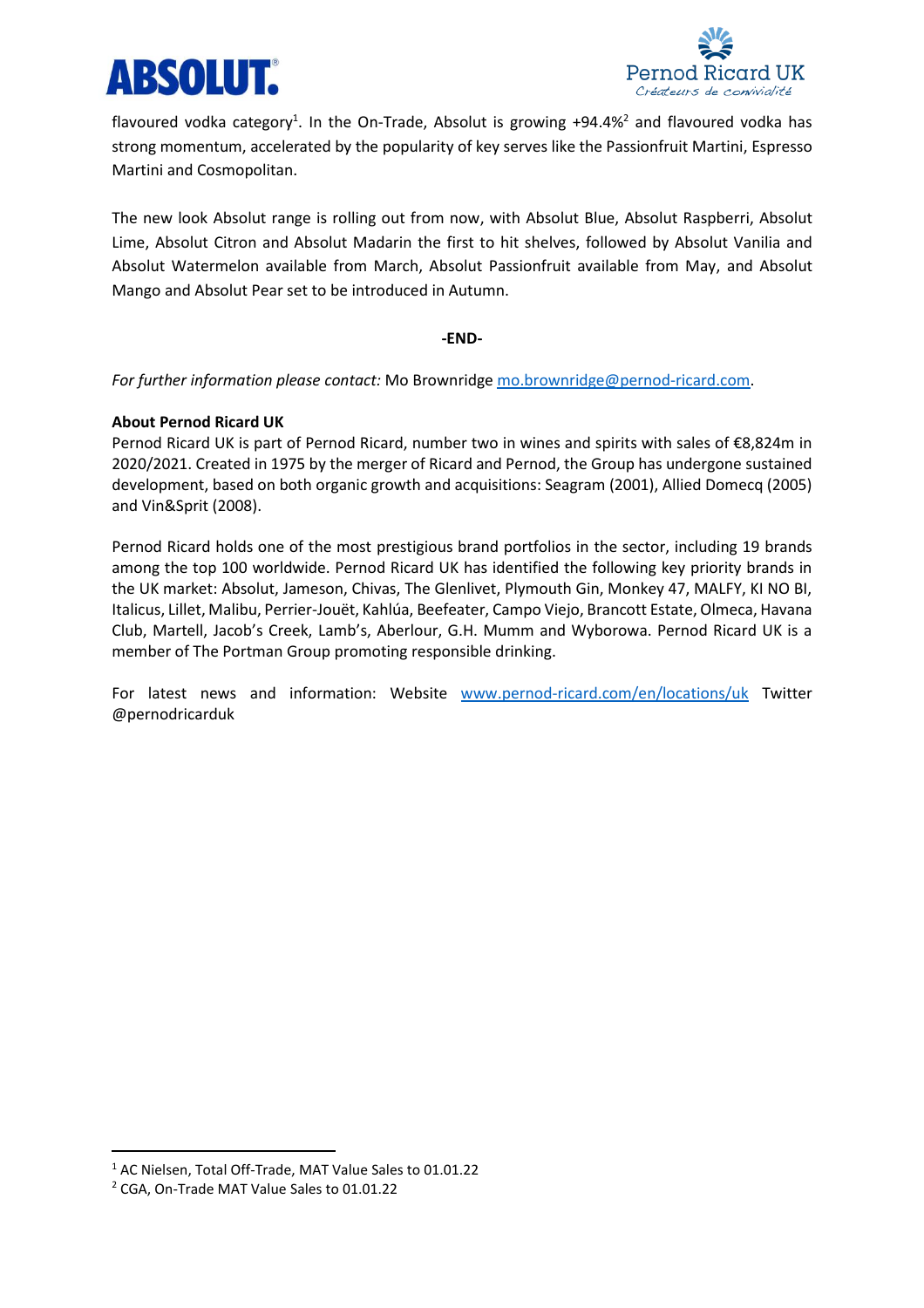flavoured vodka category[1]. In the On-Trade, Absolut is growing +94.4%[2] and flavoured vodka has strong momentum, accelerated by the popularity of key serves like the Passionfruit Martini, Espresso Martini and Cosmopolitan.

The new look Absolut range is rolling out from now, with Absolut Blue, Absolut Raspberri, Absolut Lime, Absolut Citron and Absolut Madarin the first to hit shelves, followed by Absolut Vanilia and Absolut Watermelon available from March, Absolut Passionfruit available from May, and Absolut Mango and Absolut Pear set to be introduced in Autumn.

**-END-**

*For further information please contact:* Mo Brownridge mo.brownridge@pernod-ricard.com.

**About Pernod Ricard UK**

Pernod Ricard UK is part of Pernod Ricard, number two in wines and spirits with sales of €8,824m in 2020/2021. Created in 1975 by the merger of Ricard and Pernod, the Group has undergone sustained development, based on both organic growth and acquisitions: Seagram (2001), Allied Domecq (2005) and Vin&Sprit (2008).

Pernod Ricard holds one of the most prestigious brand portfolios in the sector, including 19 brands among the top 100 worldwide. Pernod Ricard UK has identified the following key priority brands in the UK market: Absolut, Jameson, Chivas, The Glenlivet, Plymouth Gin, Monkey 47, MALFY, KI NO BI, Italicus, Lillet, Malibu, Perrier-Jouët, Kahlúa, Beefeater, Campo Viejo, Brancott Estate, Olmeca, Havana Club, Martell, Jacob's Creek, Lamb's, Aberlour, G.H. Mumm and Wyborowa. Pernod Ricard UK is a member of The Portman Group promoting responsible drinking.

For latest news and information: Website www.pernod-ricard.com/en/locations/uk Twitter @pernodricarduk

---

[1] AC Nielsen, Total Off-Trade, MAT Value Sales to 01.01.22

[2] CGA, On-Trade MAT Value Sales to 01.01.22